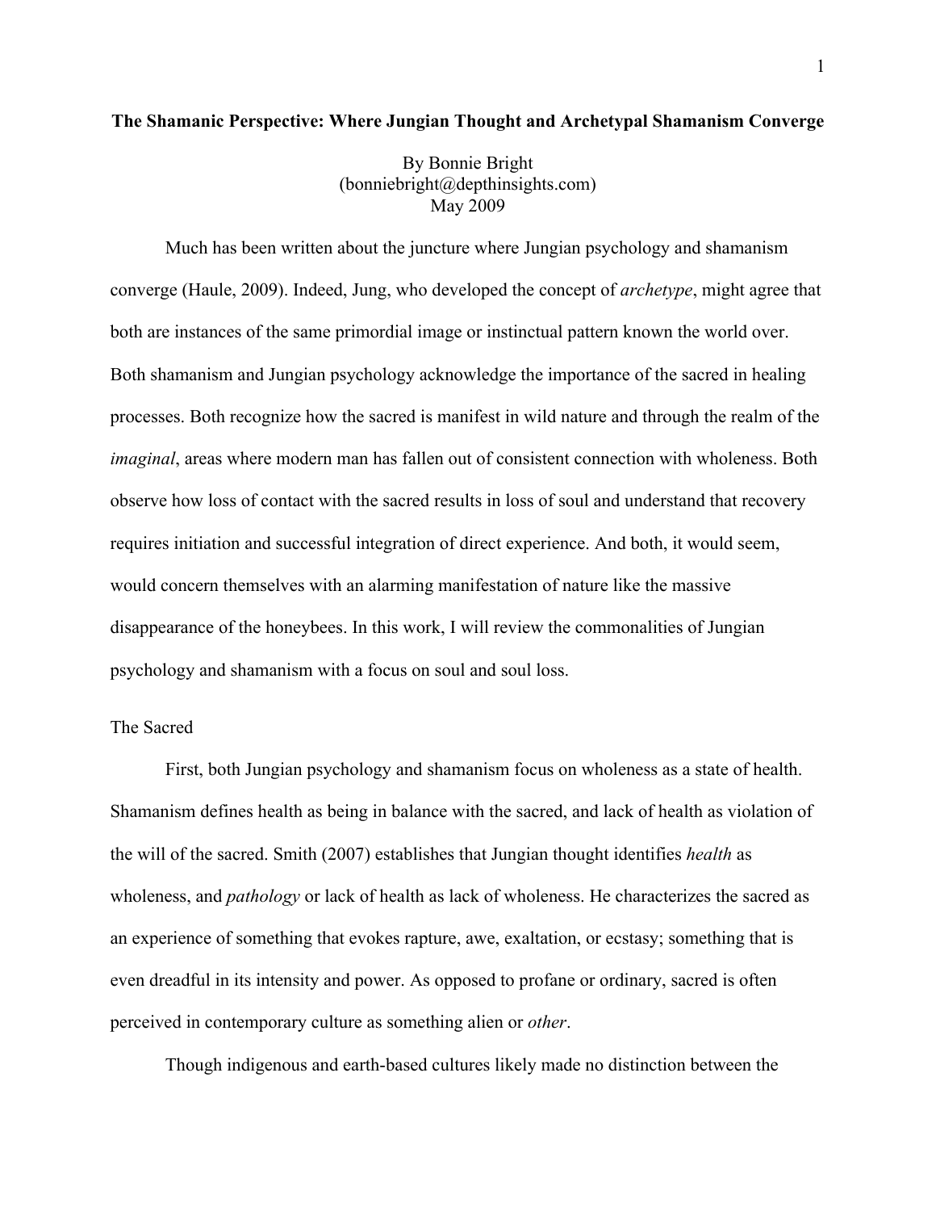# The Shamanic Perspective: Where Jungian Thought and Archetypal Shamanism Converge

By Bonnie Bright
(bonniebright@depthinsights.com)
May 2009

Much has been written about the juncture where Jungian psychology and shamanism converge (Haule, 2009). Indeed, Jung, who developed the concept of *archetype*, might agree that both are instances of the same primordial image or instinctual pattern known the world over. Both shamanism and Jungian psychology acknowledge the importance of the sacred in healing processes. Both recognize how the sacred is manifest in wild nature and through the realm of the *imaginal*, areas where modern man has fallen out of consistent connection with wholeness. Both observe how loss of contact with the sacred results in loss of soul and understand that recovery requires initiation and successful integration of direct experience. And both, it would seem, would concern themselves with an alarming manifestation of nature like the massive disappearance of the honeybees. In this work, I will review the commonalities of Jungian psychology and shamanism with a focus on soul and soul loss.

## The Sacred

First, both Jungian psychology and shamanism focus on wholeness as a state of health. Shamanism defines health as being in balance with the sacred, and lack of health as violation of the will of the sacred. Smith (2007) establishes that Jungian thought identifies *health* as wholeness, and *pathology* or lack of health as lack of wholeness. He characterizes the sacred as an experience of something that evokes rapture, awe, exaltation, or ecstasy; something that is even dreadful in its intensity and power. As opposed to profane or ordinary, sacred is often perceived in contemporary culture as something alien or *other*.

Though indigenous and earth-based cultures likely made no distinction between the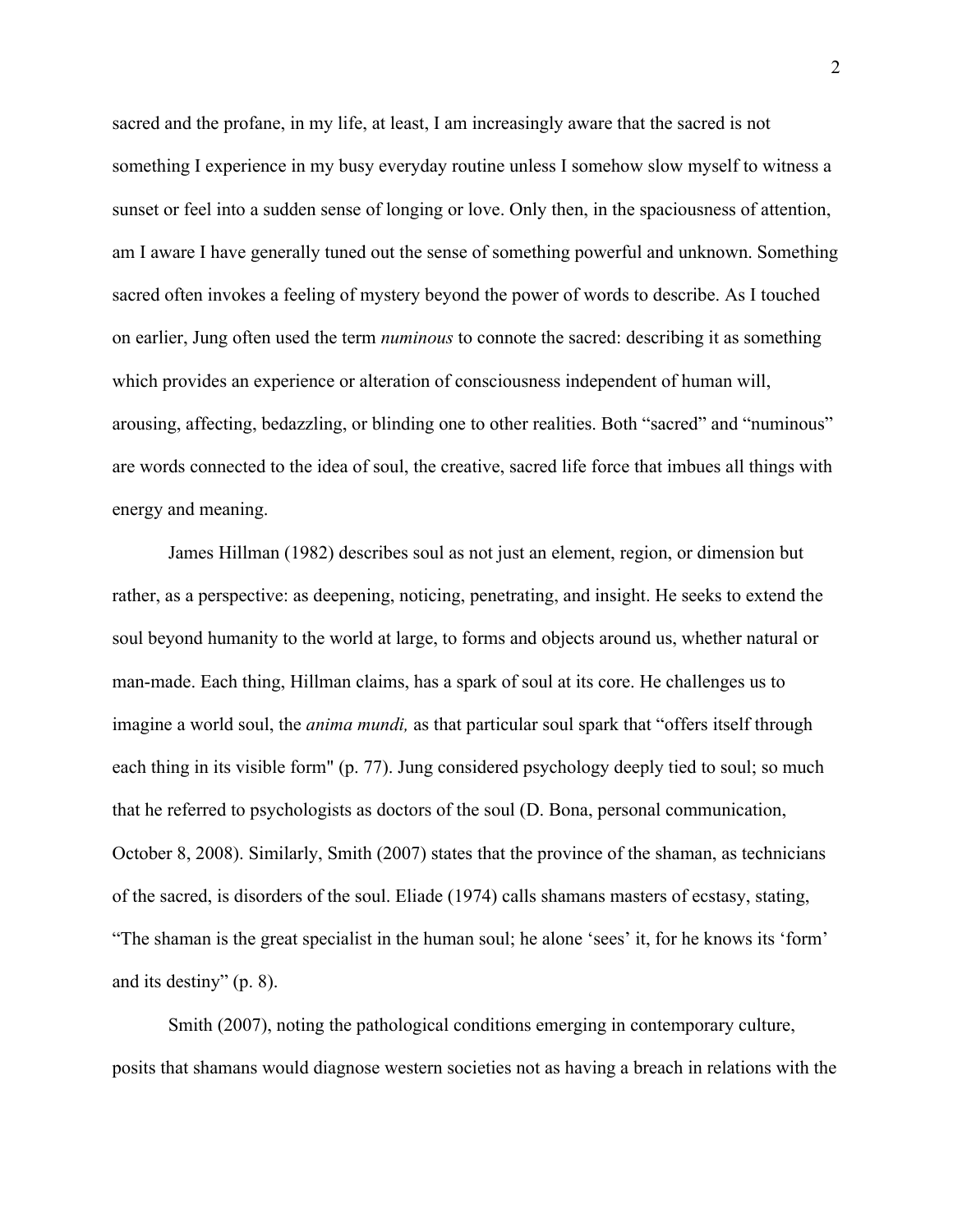sacred and the profane, in my life, at least, I am increasingly aware that the sacred is not something I experience in my busy everyday routine unless I somehow slow myself to witness a sunset or feel into a sudden sense of longing or love. Only then, in the spaciousness of attention, am I aware I have generally tuned out the sense of something powerful and unknown. Something sacred often invokes a feeling of mystery beyond the power of words to describe. As I touched on earlier, Jung often used the term *numinous* to connote the sacred: describing it as something which provides an experience or alteration of consciousness independent of human will, arousing, affecting, bedazzling, or blinding one to other realities. Both "sacred" and "numinous" are words connected to the idea of soul, the creative, sacred life force that imbues all things with energy and meaning.

James Hillman (1982) describes soul as not just an element, region, or dimension but rather, as a perspective: as deepening, noticing, penetrating, and insight. He seeks to extend the soul beyond humanity to the world at large, to forms and objects around us, whether natural or man-made. Each thing, Hillman claims, has a spark of soul at its core. He challenges us to imagine a world soul, the *anima mundi,* as that particular soul spark that "offers itself through each thing in its visible form" (p. 77). Jung considered psychology deeply tied to soul; so much that he referred to psychologists as doctors of the soul (D. Bona, personal communication, October 8, 2008). Similarly, Smith (2007) states that the province of the shaman, as technicians of the sacred, is disorders of the soul. Eliade (1974) calls shamans masters of ecstasy, stating, "The shaman is the great specialist in the human soul; he alone 'sees' it, for he knows its 'form' and its destiny" (p. 8).

Smith (2007), noting the pathological conditions emerging in contemporary culture, posits that shamans would diagnose western societies not as having a breach in relations with the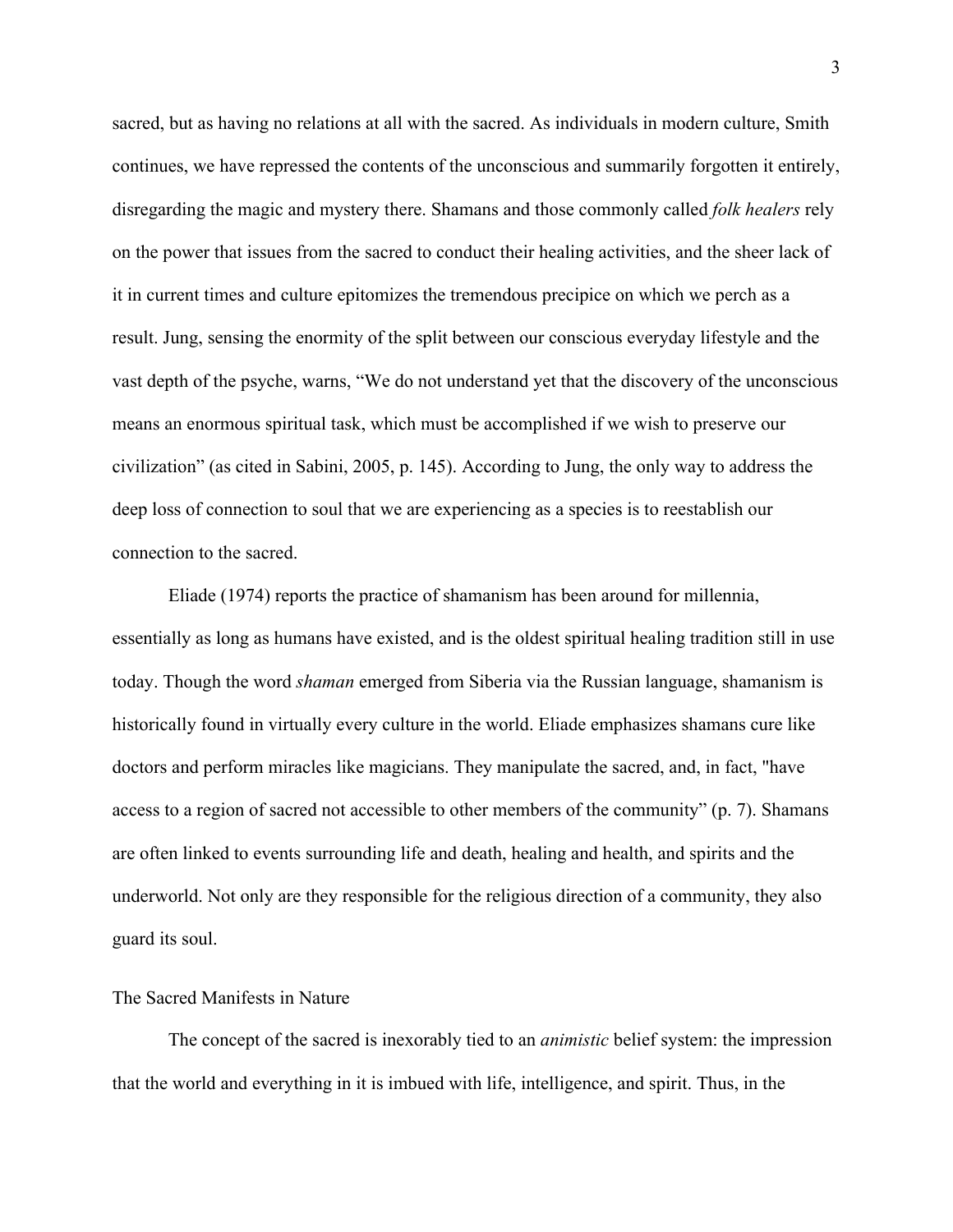sacred, but as having no relations at all with the sacred. As individuals in modern culture, Smith continues, we have repressed the contents of the unconscious and summarily forgotten it entirely, disregarding the magic and mystery there. Shamans and those commonly called *folk healers* rely on the power that issues from the sacred to conduct their healing activities, and the sheer lack of it in current times and culture epitomizes the tremendous precipice on which we perch as a result. Jung, sensing the enormity of the split between our conscious everyday lifestyle and the vast depth of the psyche, warns, “We do not understand yet that the discovery of the unconscious means an enormous spiritual task, which must be accomplished if we wish to preserve our civilization” (as cited in Sabini, 2005, p. 145). According to Jung, the only way to address the deep loss of connection to soul that we are experiencing as a species is to reestablish our connection to the sacred.

Eliade (1974) reports the practice of shamanism has been around for millennia, essentially as long as humans have existed, and is the oldest spiritual healing tradition still in use today. Though the word *shaman* emerged from Siberia via the Russian language, shamanism is historically found in virtually every culture in the world. Eliade emphasizes shamans cure like doctors and perform miracles like magicians. They manipulate the sacred, and, in fact, "have access to a region of sacred not accessible to other members of the community” (p. 7). Shamans are often linked to events surrounding life and death, healing and health, and spirits and the underworld. Not only are they responsible for the religious direction of a community, they also guard its soul.

## The Sacred Manifests in Nature

The concept of the sacred is inexorably tied to an *animistic* belief system: the impression that the world and everything in it is imbued with life, intelligence, and spirit. Thus, in the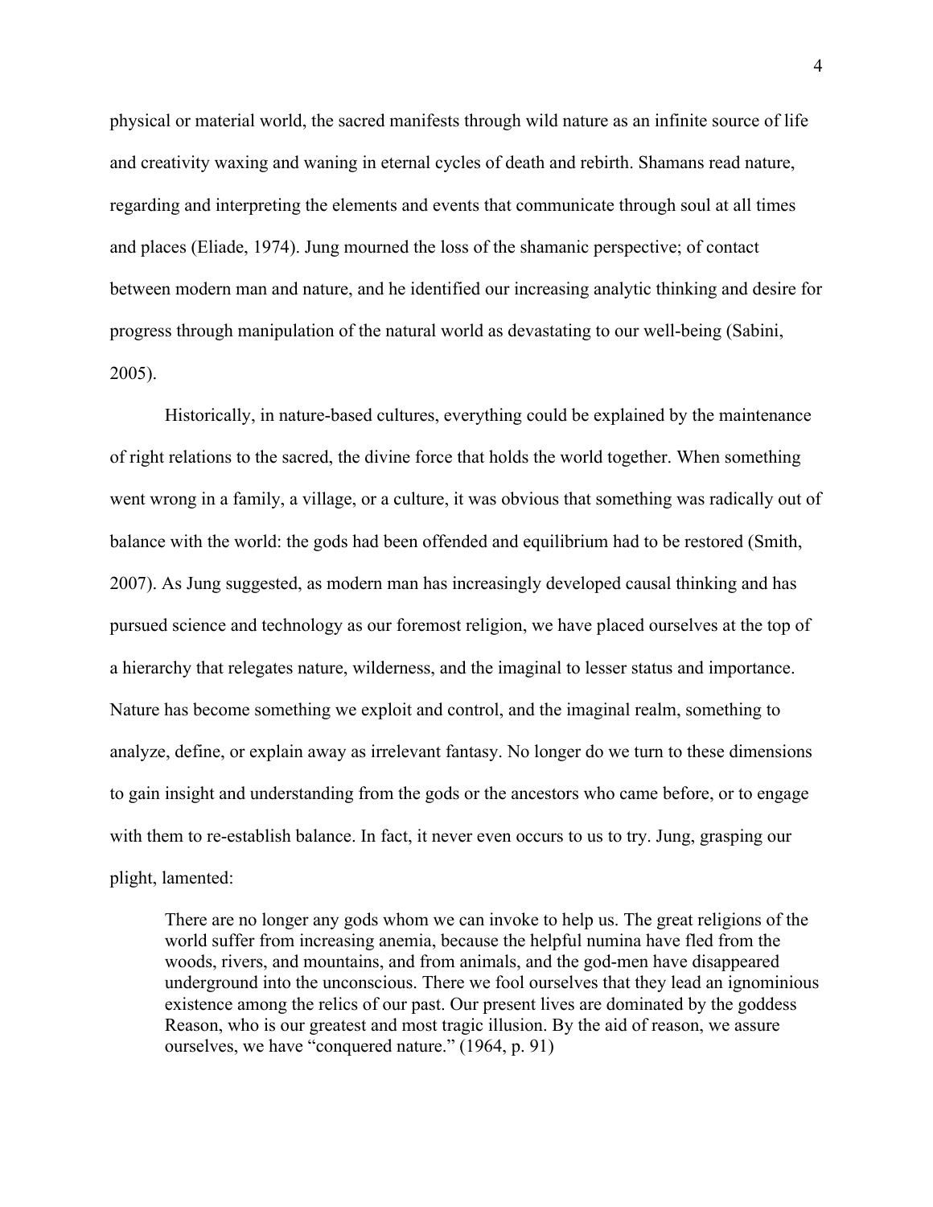physical or material world, the sacred manifests through wild nature as an infinite source of life and creativity waxing and waning in eternal cycles of death and rebirth. Shamans read nature, regarding and interpreting the elements and events that communicate through soul at all times and places (Eliade, 1974). Jung mourned the loss of the shamanic perspective; of contact between modern man and nature, and he identified our increasing analytic thinking and desire for progress through manipulation of the natural world as devastating to our well-being (Sabini, 2005).

Historically, in nature-based cultures, everything could be explained by the maintenance of right relations to the sacred, the divine force that holds the world together. When something went wrong in a family, a village, or a culture, it was obvious that something was radically out of balance with the world: the gods had been offended and equilibrium had to be restored (Smith, 2007). As Jung suggested, as modern man has increasingly developed causal thinking and has pursued science and technology as our foremost religion, we have placed ourselves at the top of a hierarchy that relegates nature, wilderness, and the imaginal to lesser status and importance. Nature has become something we exploit and control, and the imaginal realm, something to analyze, define, or explain away as irrelevant fantasy. No longer do we turn to these dimensions to gain insight and understanding from the gods or the ancestors who came before, or to engage with them to re-establish balance. In fact, it never even occurs to us to try. Jung, grasping our plight, lamented:

> There are no longer any gods whom we can invoke to help us. The great religions of the world suffer from increasing anemia, because the helpful numina have fled from the woods, rivers, and mountains, and from animals, and the god-men have disappeared underground into the unconscious. There we fool ourselves that they lead an ignominious existence among the relics of our past. Our present lives are dominated by the goddess Reason, who is our greatest and most tragic illusion. By the aid of reason, we assure ourselves, we have "conquered nature." (1964, p. 91)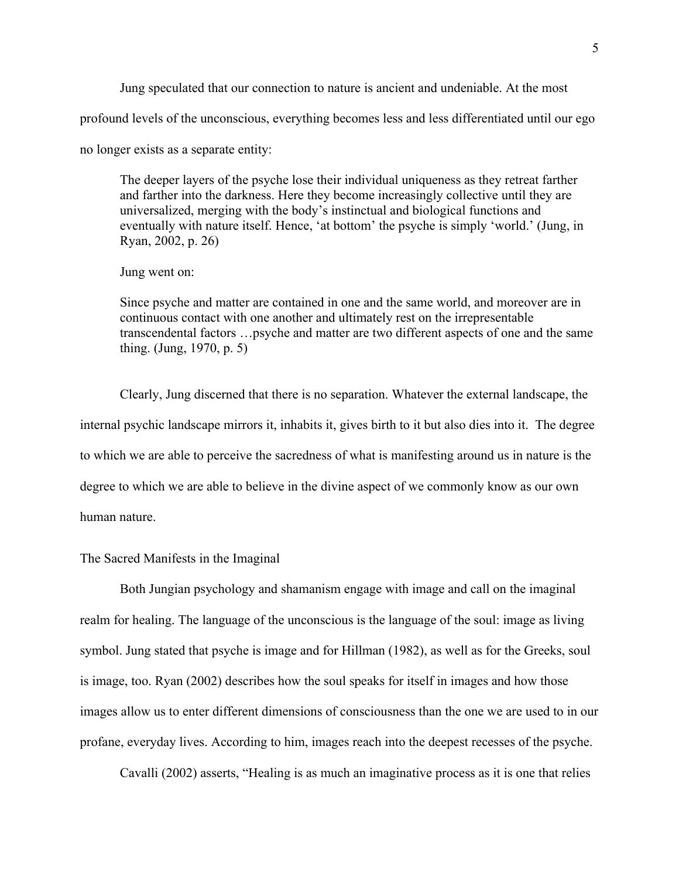Jung speculated that our connection to nature is ancient and undeniable. At the most profound levels of the unconscious, everything becomes less and less differentiated until our ego no longer exists as a separate entity:

> The deeper layers of the psyche lose their individual uniqueness as they retreat farther and farther into the darkness. Here they become increasingly collective until they are universalized, merging with the body's instinctual and biological functions and eventually with nature itself. Hence, 'at bottom' the psyche is simply 'world.' (Jung, in Ryan, 2002, p. 26)
>
> Jung went on:
>
> Since psyche and matter are contained in one and the same world, and moreover are in continuous contact with one another and ultimately rest on the irrepresentable transcendental factors …psyche and matter are two different aspects of one and the same thing. (Jung, 1970, p. 5)

Clearly, Jung discerned that there is no separation. Whatever the external landscape, the internal psychic landscape mirrors it, inhabits it, gives birth to it but also dies into it. The degree to which we are able to perceive the sacredness of what is manifesting around us in nature is the degree to which we are able to believe in the divine aspect of we commonly know as our own human nature.

## The Sacred Manifests in the Imaginal

Both Jungian psychology and shamanism engage with image and call on the imaginal realm for healing. The language of the unconscious is the language of the soul: image as living symbol. Jung stated that psyche is image and for Hillman (1982), as well as for the Greeks, soul is image, too. Ryan (2002) describes how the soul speaks for itself in images and how those images allow us to enter different dimensions of consciousness than the one we are used to in our profane, everyday lives. According to him, images reach into the deepest recesses of the psyche.

Cavalli (2002) asserts, "Healing is as much an imaginative process as it is one that relies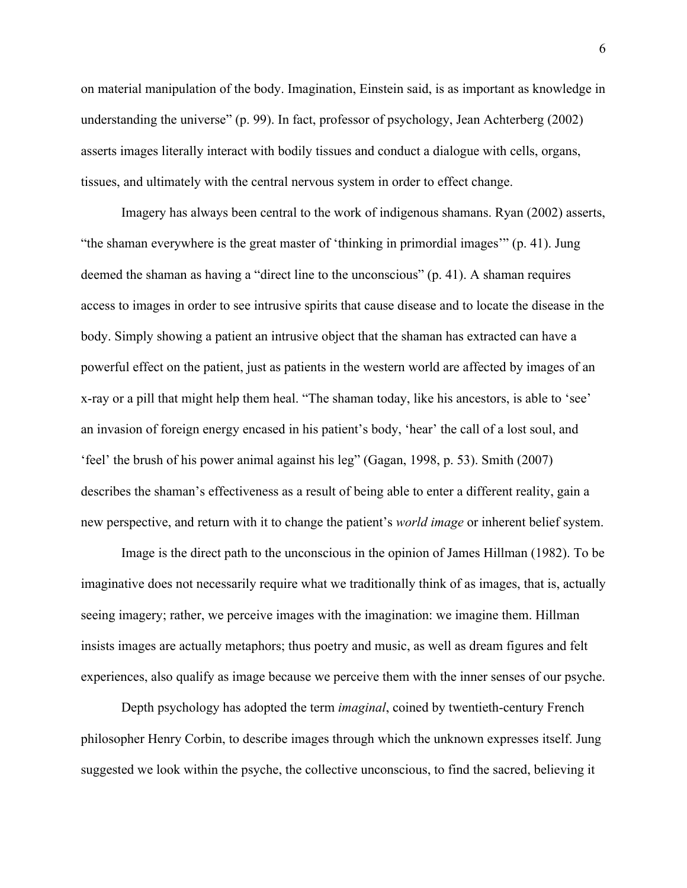on material manipulation of the body. Imagination, Einstein said, is as important as knowledge in understanding the universe" (p. 99). In fact, professor of psychology, Jean Achterberg (2002) asserts images literally interact with bodily tissues and conduct a dialogue with cells, organs, tissues, and ultimately with the central nervous system in order to effect change.

Imagery has always been central to the work of indigenous shamans. Ryan (2002) asserts, "the shaman everywhere is the great master of 'thinking in primordial images'" (p. 41). Jung deemed the shaman as having a "direct line to the unconscious" (p. 41). A shaman requires access to images in order to see intrusive spirits that cause disease and to locate the disease in the body. Simply showing a patient an intrusive object that the shaman has extracted can have a powerful effect on the patient, just as patients in the western world are affected by images of an x-ray or a pill that might help them heal. "The shaman today, like his ancestors, is able to 'see' an invasion of foreign energy encased in his patient's body, 'hear' the call of a lost soul, and 'feel' the brush of his power animal against his leg" (Gagan, 1998, p. 53). Smith (2007) describes the shaman's effectiveness as a result of being able to enter a different reality, gain a new perspective, and return with it to change the patient's *world image* or inherent belief system.

Image is the direct path to the unconscious in the opinion of James Hillman (1982). To be imaginative does not necessarily require what we traditionally think of as images, that is, actually seeing imagery; rather, we perceive images with the imagination: we imagine them. Hillman insists images are actually metaphors; thus poetry and music, as well as dream figures and felt experiences, also qualify as image because we perceive them with the inner senses of our psyche.

Depth psychology has adopted the term *imaginal*, coined by twentieth-century French philosopher Henry Corbin, to describe images through which the unknown expresses itself. Jung suggested we look within the psyche, the collective unconscious, to find the sacred, believing it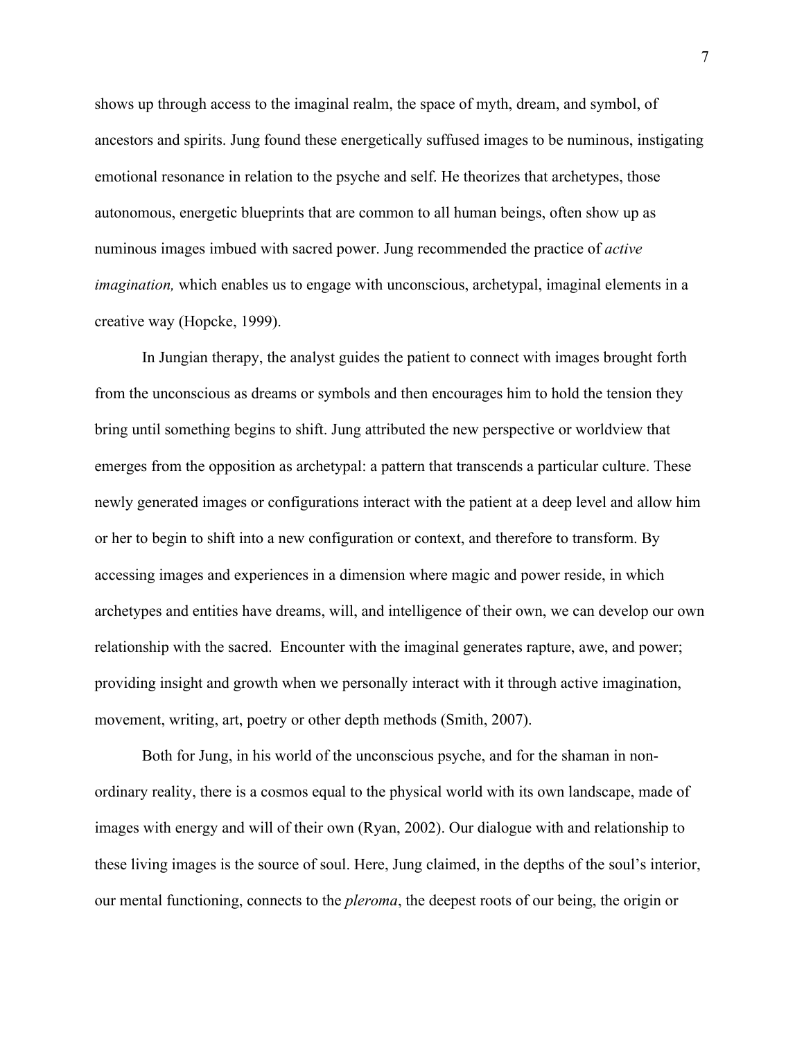shows up through access to the imaginal realm, the space of myth, dream, and symbol, of ancestors and spirits. Jung found these energetically suffused images to be numinous, instigating emotional resonance in relation to the psyche and self. He theorizes that archetypes, those autonomous, energetic blueprints that are common to all human beings, often show up as numinous images imbued with sacred power. Jung recommended the practice of *active imagination,* which enables us to engage with unconscious, archetypal, imaginal elements in a creative way (Hopcke, 1999).

In Jungian therapy, the analyst guides the patient to connect with images brought forth from the unconscious as dreams or symbols and then encourages him to hold the tension they bring until something begins to shift. Jung attributed the new perspective or worldview that emerges from the opposition as archetypal: a pattern that transcends a particular culture. These newly generated images or configurations interact with the patient at a deep level and allow him or her to begin to shift into a new configuration or context, and therefore to transform. By accessing images and experiences in a dimension where magic and power reside, in which archetypes and entities have dreams, will, and intelligence of their own, we can develop our own relationship with the sacred. Encounter with the imaginal generates rapture, awe, and power; providing insight and growth when we personally interact with it through active imagination, movement, writing, art, poetry or other depth methods (Smith, 2007).

Both for Jung, in his world of the unconscious psyche, and for the shaman in non-ordinary reality, there is a cosmos equal to the physical world with its own landscape, made of images with energy and will of their own (Ryan, 2002). Our dialogue with and relationship to these living images is the source of soul. Here, Jung claimed, in the depths of the soul's interior, our mental functioning, connects to the *pleroma*, the deepest roots of our being, the origin or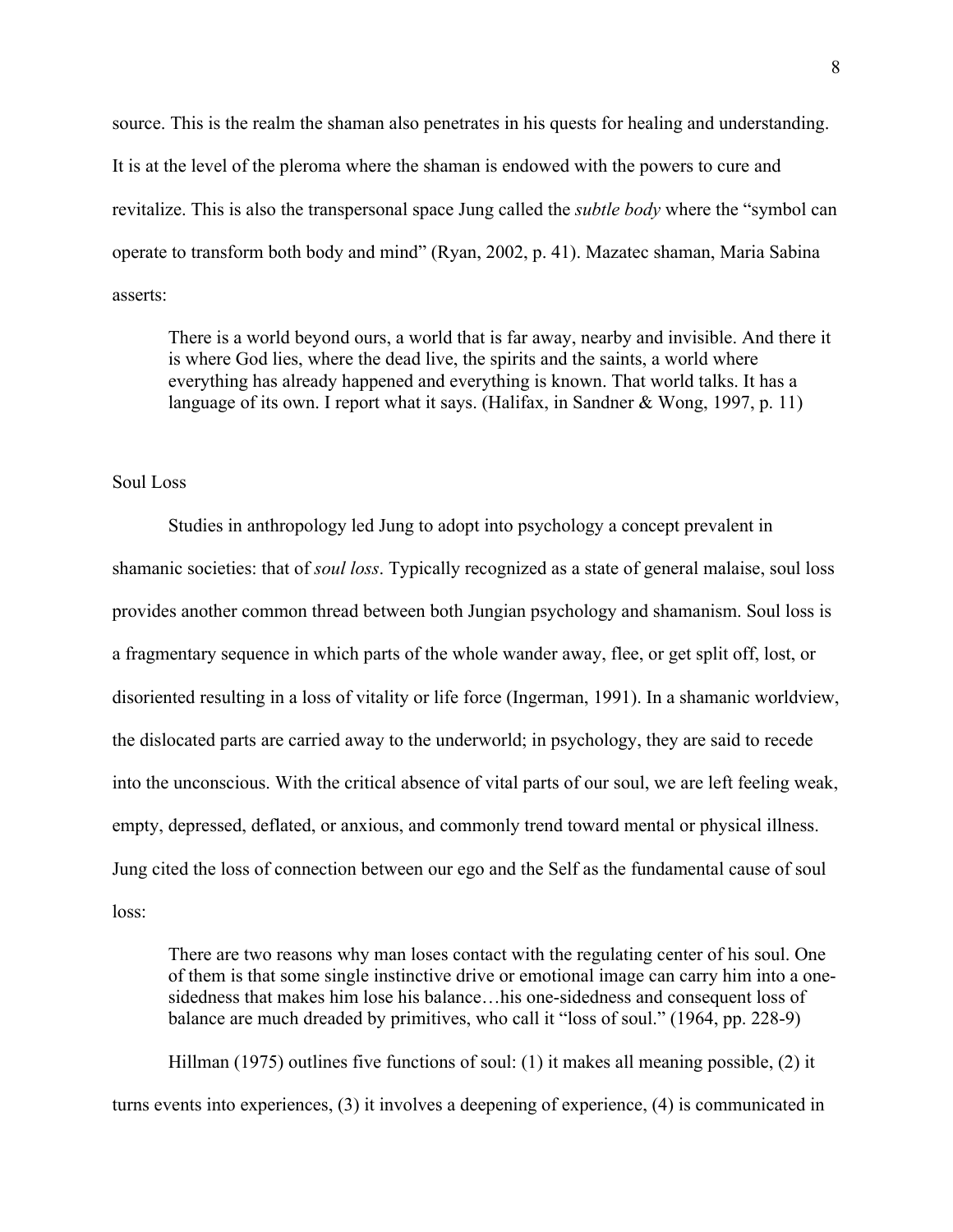source. This is the realm the shaman also penetrates in his quests for healing and understanding. It is at the level of the pleroma where the shaman is endowed with the powers to cure and revitalize. This is also the transpersonal space Jung called the *subtle body* where the "symbol can operate to transform both body and mind" (Ryan, 2002, p. 41). Mazatec shaman, Maria Sabina asserts:

> There is a world beyond ours, a world that is far away, nearby and invisible. And there it is where God lies, where the dead live, the spirits and the saints, a world where everything has already happened and everything is known. That world talks. It has a language of its own. I report what it says. (Halifax, in Sandner & Wong, 1997, p. 11)

## Soul Loss

Studies in anthropology led Jung to adopt into psychology a concept prevalent in shamanic societies: that of *soul loss*. Typically recognized as a state of general malaise, soul loss provides another common thread between both Jungian psychology and shamanism. Soul loss is a fragmentary sequence in which parts of the whole wander away, flee, or get split off, lost, or disoriented resulting in a loss of vitality or life force (Ingerman, 1991). In a shamanic worldview, the dislocated parts are carried away to the underworld; in psychology, they are said to recede into the unconscious. With the critical absence of vital parts of our soul, we are left feeling weak, empty, depressed, deflated, or anxious, and commonly trend toward mental or physical illness. Jung cited the loss of connection between our ego and the Self as the fundamental cause of soul loss:

> There are two reasons why man loses contact with the regulating center of his soul. One of them is that some single instinctive drive or emotional image can carry him into a one-sidedness that makes him lose his balance…his one-sidedness and consequent loss of balance are much dreaded by primitives, who call it "loss of soul." (1964, pp. 228-9)

Hillman (1975) outlines five functions of soul: (1) it makes all meaning possible, (2) it turns events into experiences, (3) it involves a deepening of experience, (4) is communicated in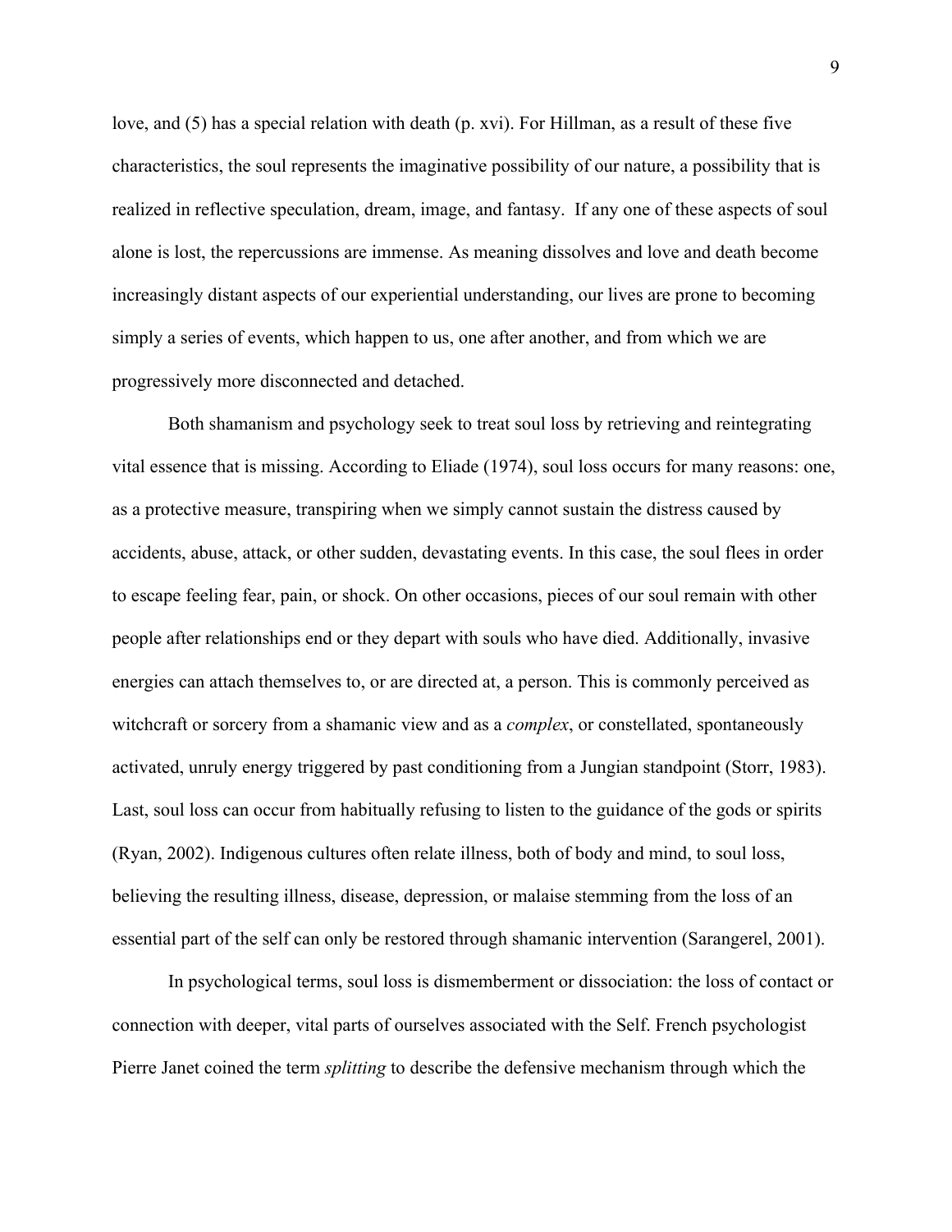love, and (5) has a special relation with death (p. xvi). For Hillman, as a result of these five characteristics, the soul represents the imaginative possibility of our nature, a possibility that is realized in reflective speculation, dream, image, and fantasy. If any one of these aspects of soul alone is lost, the repercussions are immense. As meaning dissolves and love and death become increasingly distant aspects of our experiential understanding, our lives are prone to becoming simply a series of events, which happen to us, one after another, and from which we are progressively more disconnected and detached.

Both shamanism and psychology seek to treat soul loss by retrieving and reintegrating vital essence that is missing. According to Eliade (1974), soul loss occurs for many reasons: one, as a protective measure, transpiring when we simply cannot sustain the distress caused by accidents, abuse, attack, or other sudden, devastating events. In this case, the soul flees in order to escape feeling fear, pain, or shock. On other occasions, pieces of our soul remain with other people after relationships end or they depart with souls who have died. Additionally, invasive energies can attach themselves to, or are directed at, a person. This is commonly perceived as witchcraft or sorcery from a shamanic view and as a *complex*, or constellated, spontaneously activated, unruly energy triggered by past conditioning from a Jungian standpoint (Storr, 1983). Last, soul loss can occur from habitually refusing to listen to the guidance of the gods or spirits (Ryan, 2002). Indigenous cultures often relate illness, both of body and mind, to soul loss, believing the resulting illness, disease, depression, or malaise stemming from the loss of an essential part of the self can only be restored through shamanic intervention (Sarangerel, 2001).

In psychological terms, soul loss is dismemberment or dissociation: the loss of contact or connection with deeper, vital parts of ourselves associated with the Self. French psychologist Pierre Janet coined the term *splitting* to describe the defensive mechanism through which the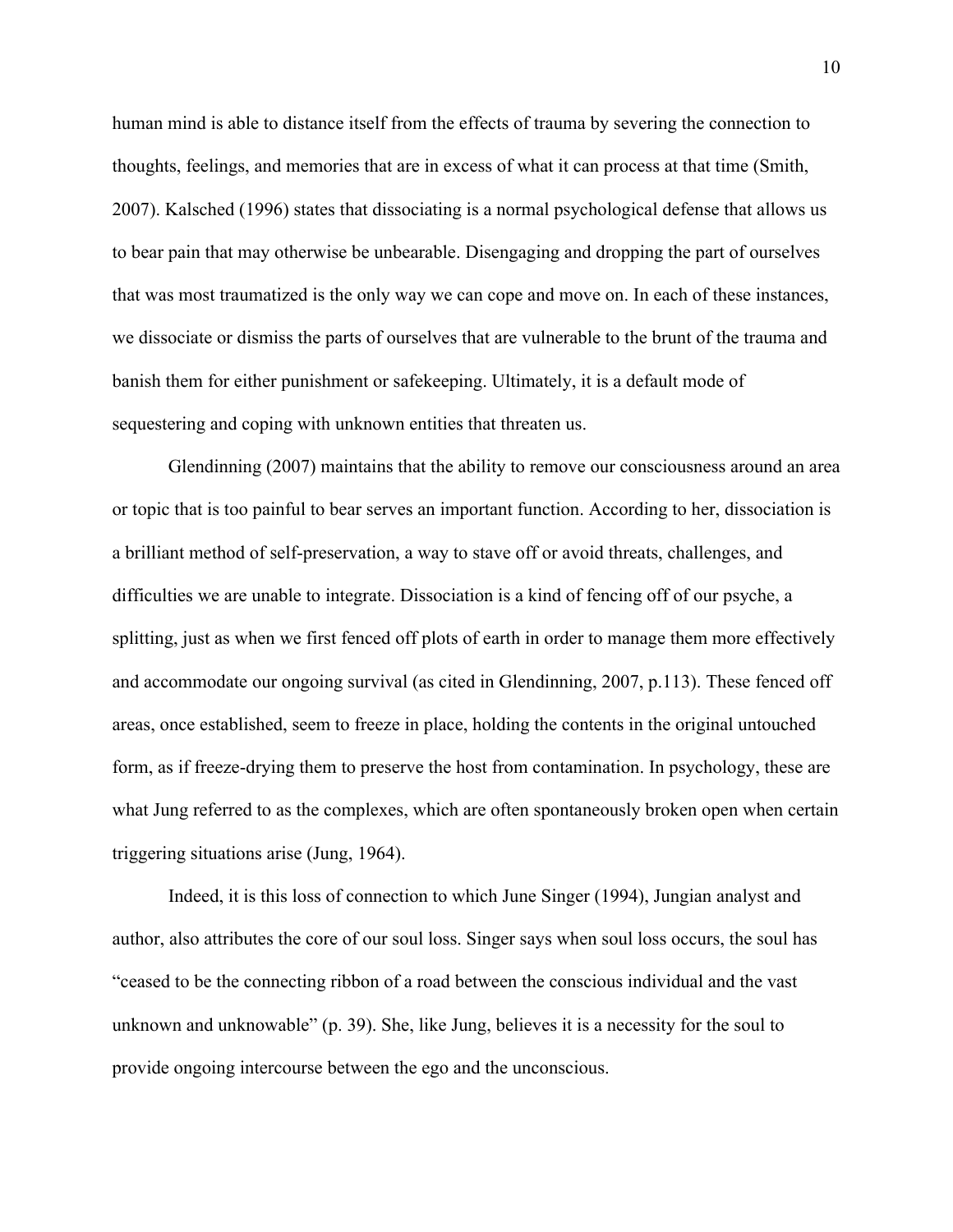human mind is able to distance itself from the effects of trauma by severing the connection to thoughts, feelings, and memories that are in excess of what it can process at that time (Smith, 2007). Kalsched (1996) states that dissociating is a normal psychological defense that allows us to bear pain that may otherwise be unbearable. Disengaging and dropping the part of ourselves that was most traumatized is the only way we can cope and move on. In each of these instances, we dissociate or dismiss the parts of ourselves that are vulnerable to the brunt of the trauma and banish them for either punishment or safekeeping. Ultimately, it is a default mode of sequestering and coping with unknown entities that threaten us.

Glendinning (2007) maintains that the ability to remove our consciousness around an area or topic that is too painful to bear serves an important function. According to her, dissociation is a brilliant method of self-preservation, a way to stave off or avoid threats, challenges, and difficulties we are unable to integrate. Dissociation is a kind of fencing off of our psyche, a splitting, just as when we first fenced off plots of earth in order to manage them more effectively and accommodate our ongoing survival (as cited in Glendinning, 2007, p.113). These fenced off areas, once established, seem to freeze in place, holding the contents in the original untouched form, as if freeze-drying them to preserve the host from contamination. In psychology, these are what Jung referred to as the complexes, which are often spontaneously broken open when certain triggering situations arise (Jung, 1964).

Indeed, it is this loss of connection to which June Singer (1994), Jungian analyst and author, also attributes the core of our soul loss. Singer says when soul loss occurs, the soul has "ceased to be the connecting ribbon of a road between the conscious individual and the vast unknown and unknowable" (p. 39). She, like Jung, believes it is a necessity for the soul to provide ongoing intercourse between the ego and the unconscious.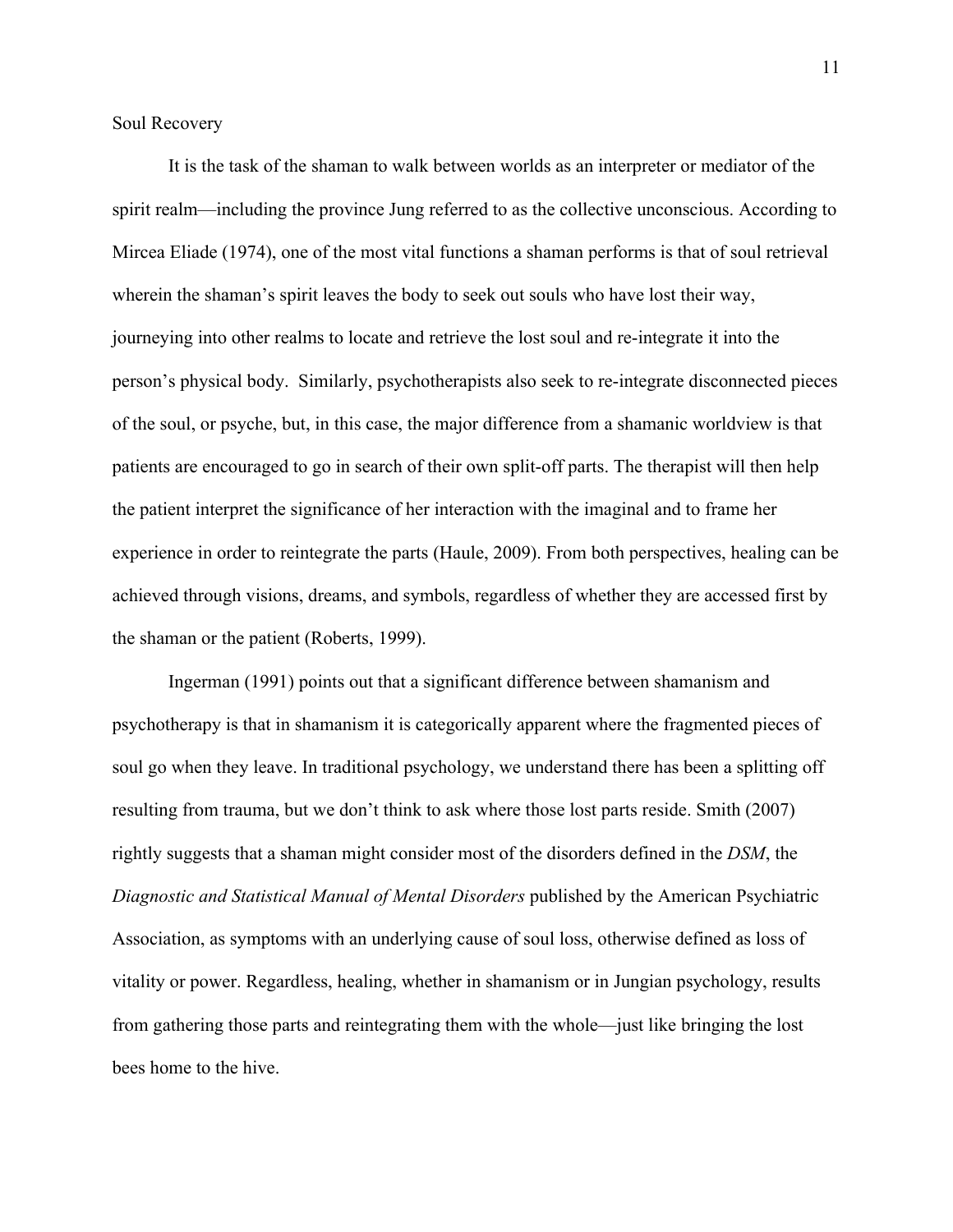## Soul Recovery

It is the task of the shaman to walk between worlds as an interpreter or mediator of the spirit realm—including the province Jung referred to as the collective unconscious. According to Mircea Eliade (1974), one of the most vital functions a shaman performs is that of soul retrieval wherein the shaman's spirit leaves the body to seek out souls who have lost their way, journeying into other realms to locate and retrieve the lost soul and re-integrate it into the person's physical body. Similarly, psychotherapists also seek to re-integrate disconnected pieces of the soul, or psyche, but, in this case, the major difference from a shamanic worldview is that patients are encouraged to go in search of their own split-off parts. The therapist will then help the patient interpret the significance of her interaction with the imaginal and to frame her experience in order to reintegrate the parts (Haule, 2009). From both perspectives, healing can be achieved through visions, dreams, and symbols, regardless of whether they are accessed first by the shaman or the patient (Roberts, 1999).

Ingerman (1991) points out that a significant difference between shamanism and psychotherapy is that in shamanism it is categorically apparent where the fragmented pieces of soul go when they leave. In traditional psychology, we understand there has been a splitting off resulting from trauma, but we don't think to ask where those lost parts reside. Smith (2007) rightly suggests that a shaman might consider most of the disorders defined in the *DSM*, the *Diagnostic and Statistical Manual of Mental Disorders* published by the American Psychiatric Association, as symptoms with an underlying cause of soul loss, otherwise defined as loss of vitality or power. Regardless, healing, whether in shamanism or in Jungian psychology, results from gathering those parts and reintegrating them with the whole—just like bringing the lost bees home to the hive.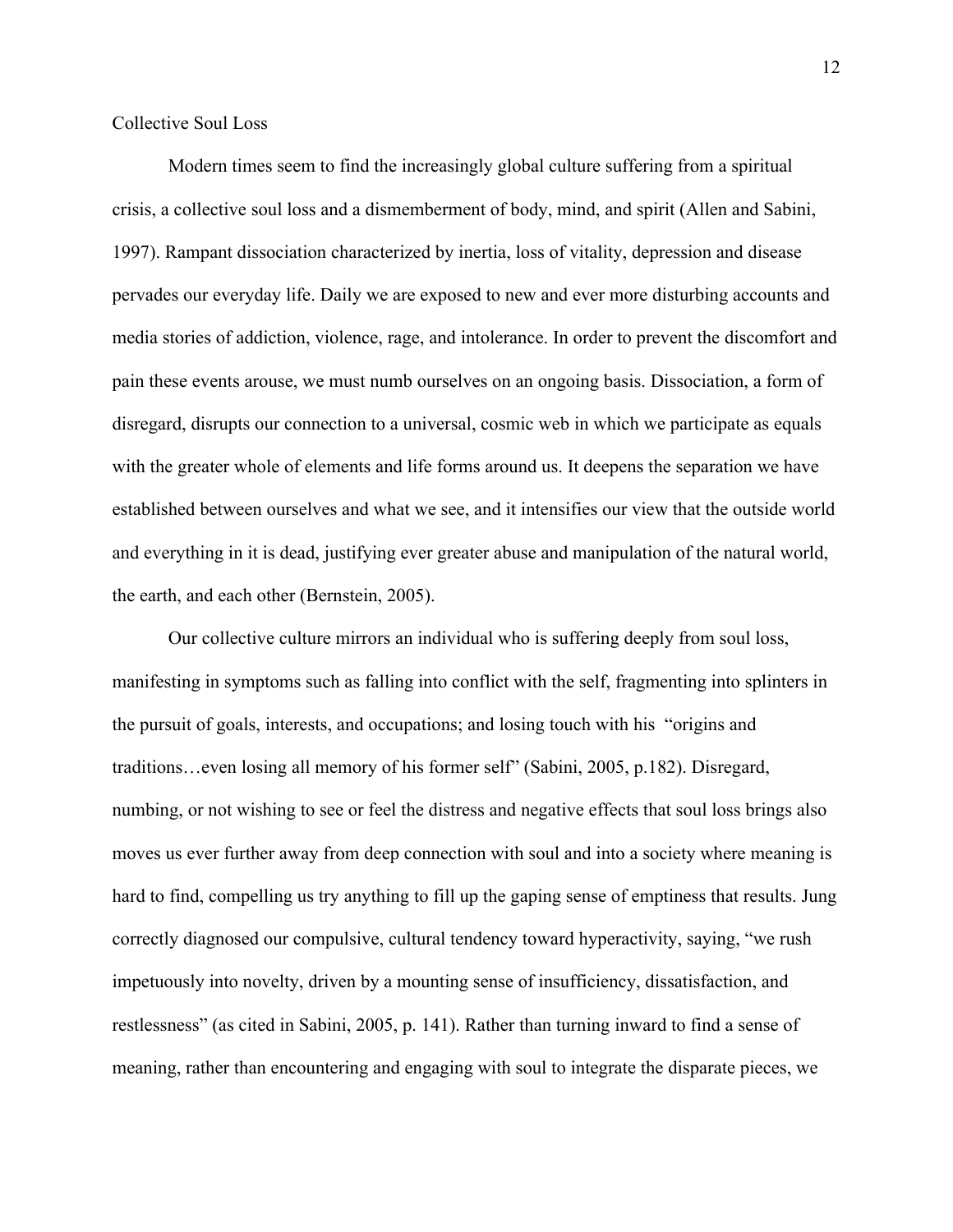## Collective Soul Loss

Modern times seem to find the increasingly global culture suffering from a spiritual crisis, a collective soul loss and a dismemberment of body, mind, and spirit (Allen and Sabini, 1997). Rampant dissociation characterized by inertia, loss of vitality, depression and disease pervades our everyday life. Daily we are exposed to new and ever more disturbing accounts and media stories of addiction, violence, rage, and intolerance. In order to prevent the discomfort and pain these events arouse, we must numb ourselves on an ongoing basis. Dissociation, a form of disregard, disrupts our connection to a universal, cosmic web in which we participate as equals with the greater whole of elements and life forms around us. It deepens the separation we have established between ourselves and what we see, and it intensifies our view that the outside world and everything in it is dead, justifying ever greater abuse and manipulation of the natural world, the earth, and each other (Bernstein, 2005).

Our collective culture mirrors an individual who is suffering deeply from soul loss, manifesting in symptoms such as falling into conflict with the self, fragmenting into splinters in the pursuit of goals, interests, and occupations; and losing touch with his "origins and traditions…even losing all memory of his former self" (Sabini, 2005, p.182). Disregard, numbing, or not wishing to see or feel the distress and negative effects that soul loss brings also moves us ever further away from deep connection with soul and into a society where meaning is hard to find, compelling us try anything to fill up the gaping sense of emptiness that results. Jung correctly diagnosed our compulsive, cultural tendency toward hyperactivity, saying, "we rush impetuously into novelty, driven by a mounting sense of insufficiency, dissatisfaction, and restlessness" (as cited in Sabini, 2005, p. 141). Rather than turning inward to find a sense of meaning, rather than encountering and engaging with soul to integrate the disparate pieces, we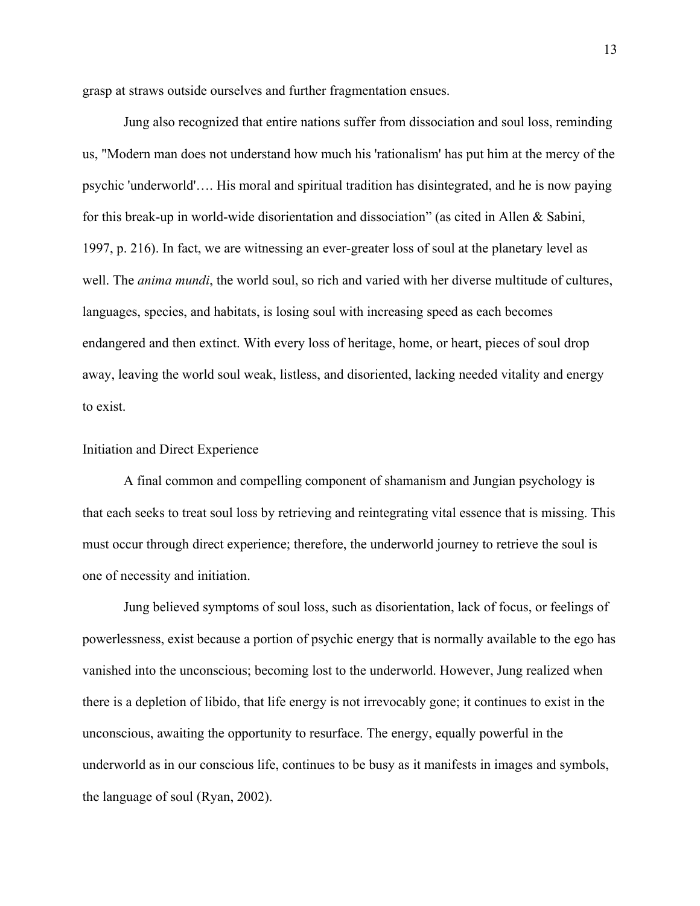grasp at straws outside ourselves and further fragmentation ensues.

Jung also recognized that entire nations suffer from dissociation and soul loss, reminding us, "Modern man does not understand how much his 'rationalism' has put him at the mercy of the psychic 'underworld'…. His moral and spiritual tradition has disintegrated, and he is now paying for this break-up in world-wide disorientation and dissociation" (as cited in Allen & Sabini, 1997, p. 216). In fact, we are witnessing an ever-greater loss of soul at the planetary level as well. The *anima mundi*, the world soul, so rich and varied with her diverse multitude of cultures, languages, species, and habitats, is losing soul with increasing speed as each becomes endangered and then extinct. With every loss of heritage, home, or heart, pieces of soul drop away, leaving the world soul weak, listless, and disoriented, lacking needed vitality and energy to exist.

## Initiation and Direct Experience

A final common and compelling component of shamanism and Jungian psychology is that each seeks to treat soul loss by retrieving and reintegrating vital essence that is missing. This must occur through direct experience; therefore, the underworld journey to retrieve the soul is one of necessity and initiation.

Jung believed symptoms of soul loss, such as disorientation, lack of focus, or feelings of powerlessness, exist because a portion of psychic energy that is normally available to the ego has vanished into the unconscious; becoming lost to the underworld. However, Jung realized when there is a depletion of libido, that life energy is not irrevocably gone; it continues to exist in the unconscious, awaiting the opportunity to resurface. The energy, equally powerful in the underworld as in our conscious life, continues to be busy as it manifests in images and symbols, the language of soul (Ryan, 2002).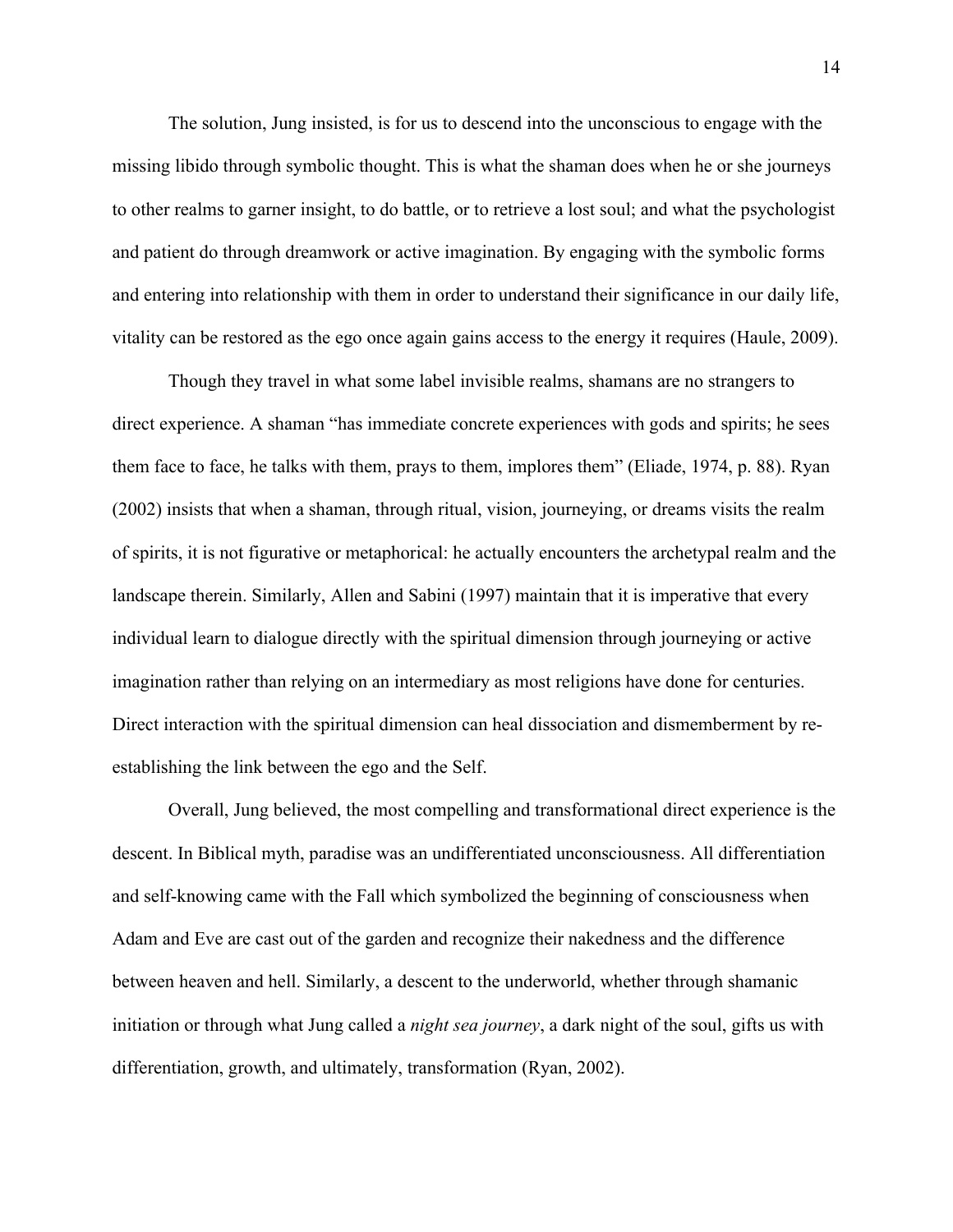The solution, Jung insisted, is for us to descend into the unconscious to engage with the missing libido through symbolic thought. This is what the shaman does when he or she journeys to other realms to garner insight, to do battle, or to retrieve a lost soul; and what the psychologist and patient do through dreamwork or active imagination. By engaging with the symbolic forms and entering into relationship with them in order to understand their significance in our daily life, vitality can be restored as the ego once again gains access to the energy it requires (Haule, 2009).

Though they travel in what some label invisible realms, shamans are no strangers to direct experience. A shaman "has immediate concrete experiences with gods and spirits; he sees them face to face, he talks with them, prays to them, implores them" (Eliade, 1974, p. 88). Ryan (2002) insists that when a shaman, through ritual, vision, journeying, or dreams visits the realm of spirits, it is not figurative or metaphorical: he actually encounters the archetypal realm and the landscape therein. Similarly, Allen and Sabini (1997) maintain that it is imperative that every individual learn to dialogue directly with the spiritual dimension through journeying or active imagination rather than relying on an intermediary as most religions have done for centuries. Direct interaction with the spiritual dimension can heal dissociation and dismemberment by re-establishing the link between the ego and the Self.

Overall, Jung believed, the most compelling and transformational direct experience is the descent. In Biblical myth, paradise was an undifferentiated unconsciousness. All differentiation and self-knowing came with the Fall which symbolized the beginning of consciousness when Adam and Eve are cast out of the garden and recognize their nakedness and the difference between heaven and hell. Similarly, a descent to the underworld, whether through shamanic initiation or through what Jung called a *night sea journey*, a dark night of the soul, gifts us with differentiation, growth, and ultimately, transformation (Ryan, 2002).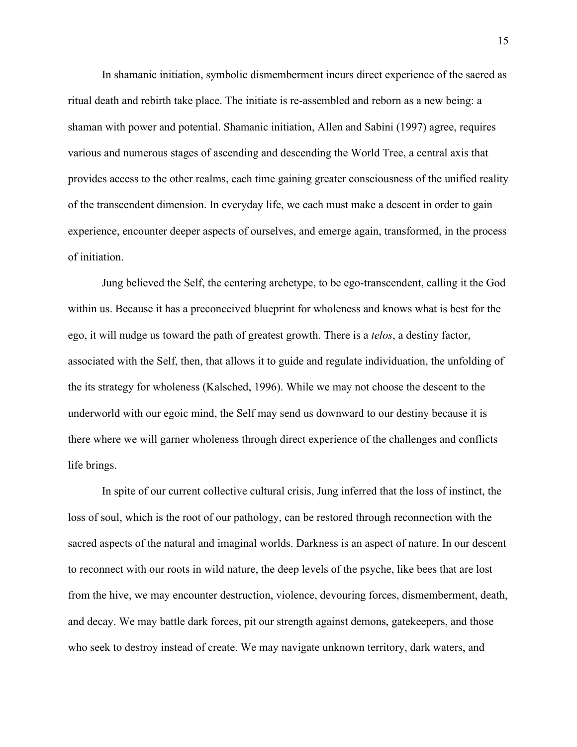In shamanic initiation, symbolic dismemberment incurs direct experience of the sacred as ritual death and rebirth take place. The initiate is re-assembled and reborn as a new being: a shaman with power and potential. Shamanic initiation, Allen and Sabini (1997) agree, requires various and numerous stages of ascending and descending the World Tree, a central axis that provides access to the other realms, each time gaining greater consciousness of the unified reality of the transcendent dimension. In everyday life, we each must make a descent in order to gain experience, encounter deeper aspects of ourselves, and emerge again, transformed, in the process of initiation.

Jung believed the Self, the centering archetype, to be ego-transcendent, calling it the God within us. Because it has a preconceived blueprint for wholeness and knows what is best for the ego, it will nudge us toward the path of greatest growth. There is a *telos*, a destiny factor, associated with the Self, then, that allows it to guide and regulate individuation, the unfolding of the its strategy for wholeness (Kalsched, 1996). While we may not choose the descent to the underworld with our egoic mind, the Self may send us downward to our destiny because it is there where we will garner wholeness through direct experience of the challenges and conflicts life brings.

In spite of our current collective cultural crisis, Jung inferred that the loss of instinct, the loss of soul, which is the root of our pathology, can be restored through reconnection with the sacred aspects of the natural and imaginal worlds. Darkness is an aspect of nature. In our descent to reconnect with our roots in wild nature, the deep levels of the psyche, like bees that are lost from the hive, we may encounter destruction, violence, devouring forces, dismemberment, death, and decay. We may battle dark forces, pit our strength against demons, gatekeepers, and those who seek to destroy instead of create. We may navigate unknown territory, dark waters, and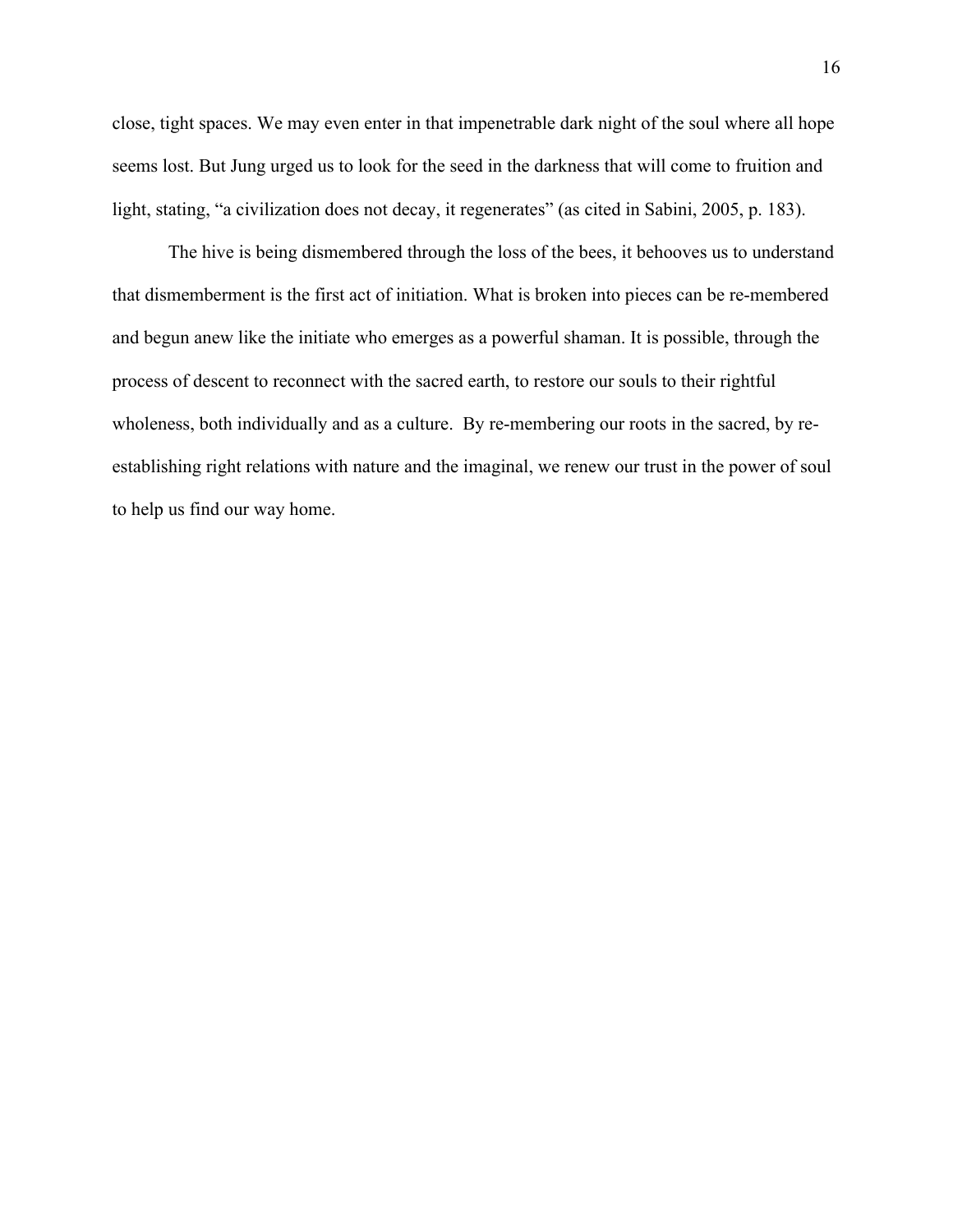close, tight spaces. We may even enter in that impenetrable dark night of the soul where all hope seems lost. But Jung urged us to look for the seed in the darkness that will come to fruition and light, stating, “a civilization does not decay, it regenerates” (as cited in Sabini, 2005, p. 183).

The hive is being dismembered through the loss of the bees, it behooves us to understand that dismemberment is the first act of initiation. What is broken into pieces can be re-membered and begun anew like the initiate who emerges as a powerful shaman. It is possible, through the process of descent to reconnect with the sacred earth, to restore our souls to their rightful wholeness, both individually and as a culture. By re-membering our roots in the sacred, by re-establishing right relations with nature and the imaginal, we renew our trust in the power of soul to help us find our way home.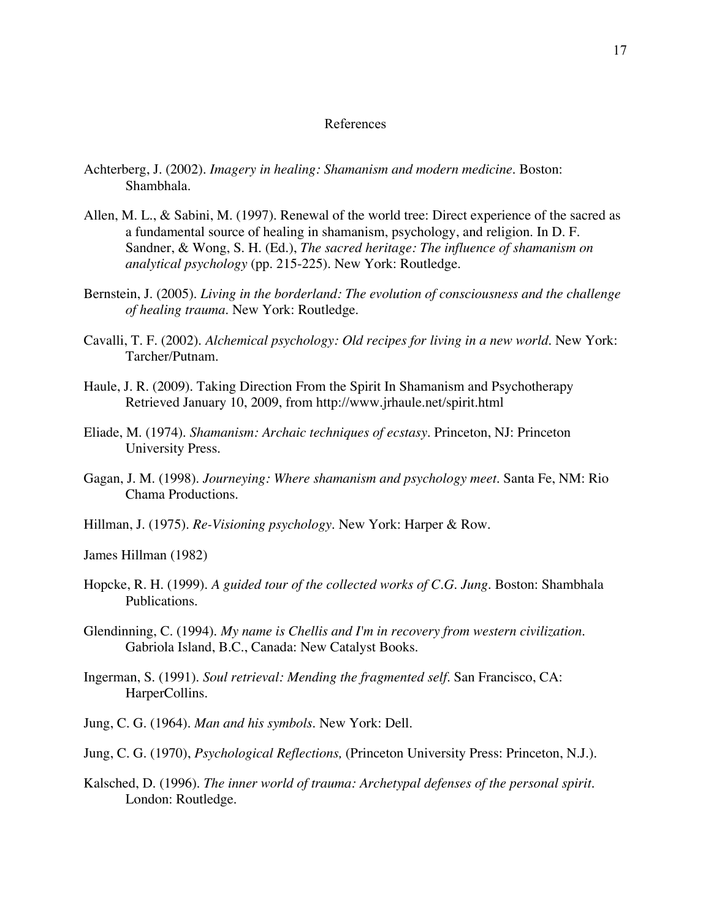# References

Achterberg, J. (2002). *Imagery in healing: Shamanism and modern medicine*. Boston: Shambhala.

Allen, M. L., & Sabini, M. (1997). Renewal of the world tree: Direct experience of the sacred as a fundamental source of healing in shamanism, psychology, and religion. In D. F. Sandner, & Wong, S. H. (Ed.), *The sacred heritage: The influence of shamanism on analytical psychology* (pp. 215-225). New York: Routledge.

Bernstein, J. (2005). *Living in the borderland: The evolution of consciousness and the challenge of healing trauma*. New York: Routledge.

Cavalli, T. F. (2002). *Alchemical psychology: Old recipes for living in a new world*. New York: Tarcher/Putnam.

Haule, J. R. (2009). Taking Direction From the Spirit In Shamanism and Psychotherapy Retrieved January 10, 2009, from http://www.jrhaule.net/spirit.html

Eliade, M. (1974). *Shamanism: Archaic techniques of ecstasy*. Princeton, NJ: Princeton University Press.

Gagan, J. M. (1998). *Journeying: Where shamanism and psychology meet*. Santa Fe, NM: Rio Chama Productions.

Hillman, J. (1975). *Re-Visioning psychology*. New York: Harper & Row.

James Hillman (1982)

Hopcke, R. H. (1999). *A guided tour of the collected works of C.G. Jung*. Boston: Shambhala Publications.

Glendinning, C. (1994). *My name is Chellis and I'm in recovery from western civilization*. Gabriola Island, B.C., Canada: New Catalyst Books.

Ingerman, S. (1991). *Soul retrieval: Mending the fragmented self*. San Francisco, CA: HarperCollins.

Jung, C. G. (1964). *Man and his symbols*. New York: Dell.

Jung, C. G. (1970), *Psychological Reflections,* (Princeton University Press: Princeton, N.J.).

Kalsched, D. (1996). *The inner world of trauma: Archetypal defenses of the personal spirit*. London: Routledge.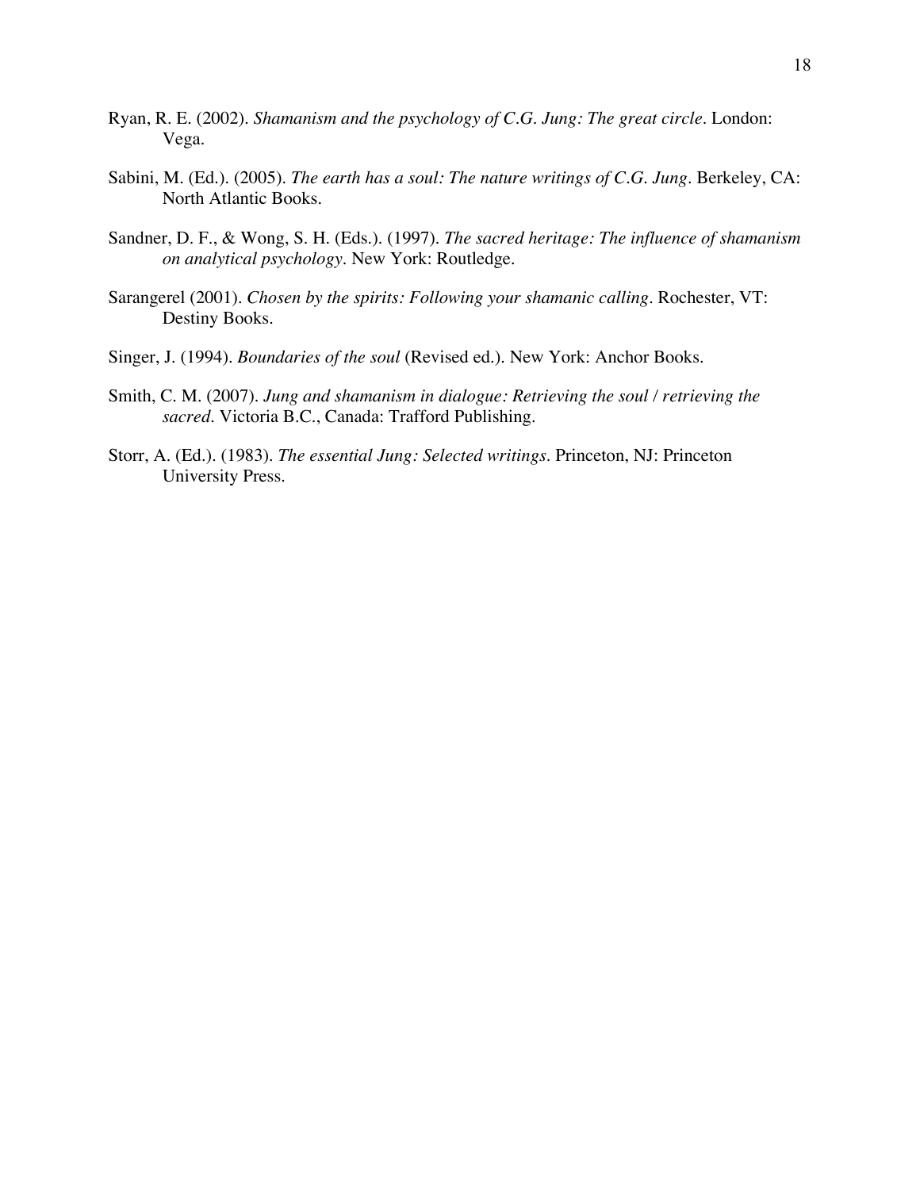Ryan, R. E. (2002). *Shamanism and the psychology of C.G. Jung: The great circle*. London: Vega.

Sabini, M. (Ed.). (2005). *The earth has a soul: The nature writings of C.G. Jung*. Berkeley, CA: North Atlantic Books.

Sandner, D. F., & Wong, S. H. (Eds.). (1997). *The sacred heritage: The influence of shamanism on analytical psychology*. New York: Routledge.

Sarangerel (2001). *Chosen by the spirits: Following your shamanic calling*. Rochester, VT: Destiny Books.

Singer, J. (1994). *Boundaries of the soul* (Revised ed.). New York: Anchor Books.

Smith, C. M. (2007). *Jung and shamanism in dialogue: Retrieving the soul / retrieving the sacred*. Victoria B.C., Canada: Trafford Publishing.

Storr, A. (Ed.). (1983). *The essential Jung: Selected writings*. Princeton, NJ: Princeton University Press.